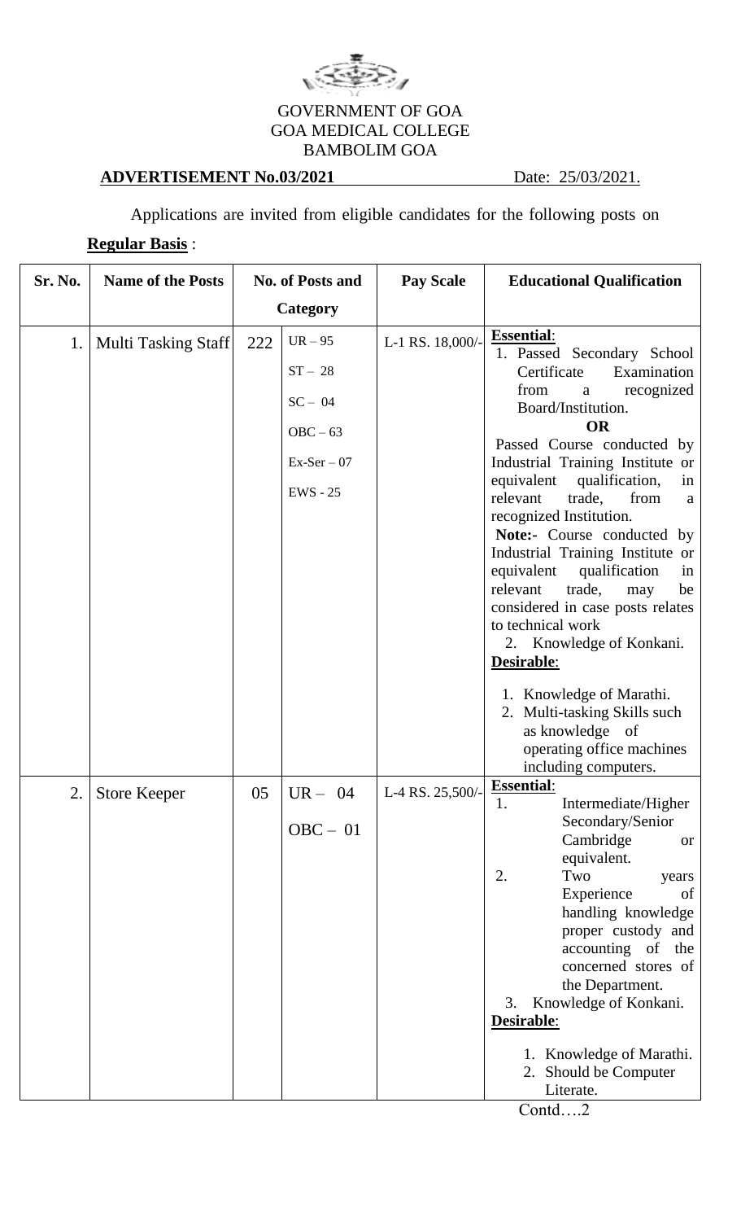GOVERNMENT OF GOA
GOA MEDICAL COLLEGE
BAMBOLIM GOA

**ADVERTISEMENT No.03/2021** Date: 25/03/2021.

Applications are invited from eligible candidates for the following posts on **Regular Basis** :

| Sr. No. | Name of the Posts | No. of Posts and Category | | Pay Scale | Educational Qualification |
|---|---|---|---|---|---|
| 1. | Multi Tasking Staff | 222 | UR – 95<br>ST – 28<br>SC – 04<br>OBC – 63<br>Ex-Ser – 07<br>EWS - 25 | L-1 RS. 18,000/- | **Essential**:<br>1. Passed Secondary School Certificate Examination from a recognized Board/Institution.<br>**OR**<br>Passed Course conducted by Industrial Training Institute or equivalent qualification, in relevant trade, from a recognized Institution.<br>**Note:-** Course conducted by Industrial Training Institute or equivalent qualification in relevant trade, may be considered in case posts relates to technical work<br>2. Knowledge of Konkani.<br>**Desirable**:<br>1. Knowledge of Marathi.<br>2. Multi-tasking Skills such as knowledge of operating office machines including computers. |
| 2. | Store Keeper | 05 | UR – 04<br>OBC – 01 | L-4 RS. 25,500/- | **Essential**:<br>1. Intermediate/Higher Secondary/Senior Cambridge or equivalent.<br>2. Two years Experience of handling knowledge proper custody and accounting of the concerned stores of the Department.<br>3. Knowledge of Konkani.<br>**Desirable**:<br>1. Knowledge of Marathi.<br>2. Should be Computer Literate. |

Contd….2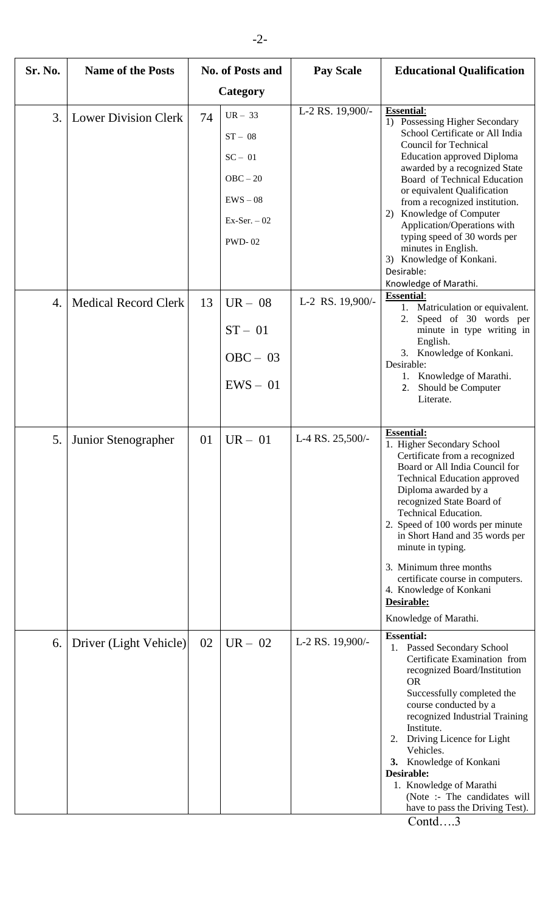| Sr. No. | Name of the Posts | No. of Posts and Category | | Pay Scale | Educational Qualification |
|---|---|---|---|---|---|
| 3. | Lower Division Clerk | 74 | UR – 33<br>ST – 08<br>SC – 01<br>OBC – 20<br>EWS – 08<br>Ex-Ser. – 02<br>PWD- 02 | L-2 RS. 19,900/- | **Essential**:<br>1) Possessing Higher Secondary School Certificate or All India Council for Technical Education approved Diploma awarded by a recognized State Board of Technical Education or equivalent Qualification from a recognized institution.<br>2) Knowledge of Computer Application/Operations with typing speed of 30 words per minutes in English.<br>3) Knowledge of Konkani.<br>Desirable:<br>Knowledge of Marathi. |
| 4. | Medical Record Clerk | 13 | UR – 08<br>ST – 01<br>OBC – 03<br>EWS – 01 | L-2 RS. 19,900/- | **Essential**:<br>1. Matriculation or equivalent.<br>2. Speed of 30 words per minute in type writing in English.<br>3. Knowledge of Konkani.<br>Desirable:<br>1. Knowledge of Marathi.<br>2. Should be Computer Literate. |
| 5. | Junior Stenographer | 01 | UR – 01 | L-4 RS. 25,500/- | **Essential:**<br>1. Higher Secondary School Certificate from a recognized Board or All India Council for Technical Education approved Diploma awarded by a recognized State Board of Technical Education.<br>2. Speed of 100 words per minute in Short Hand and 35 words per minute in typing.<br>3. Minimum three months certificate course in computers.<br>4. Knowledge of Konkani<br>**Desirable:**<br>Knowledge of Marathi. |
| 6. | Driver (Light Vehicle) | 02 | UR – 02 | L-2 RS. 19,900/- | **Essential:**<br>1. Passed Secondary School Certificate Examination from recognized Board/Institution OR Successfully completed the course conducted by a recognized Industrial Training Institute.<br>2. Driving Licence for Light Vehicles.<br>3. Knowledge of Konkani<br>**Desirable:**<br>1. Knowledge of Marathi (Note :- The candidates will have to pass the Driving Test). |

Contd….3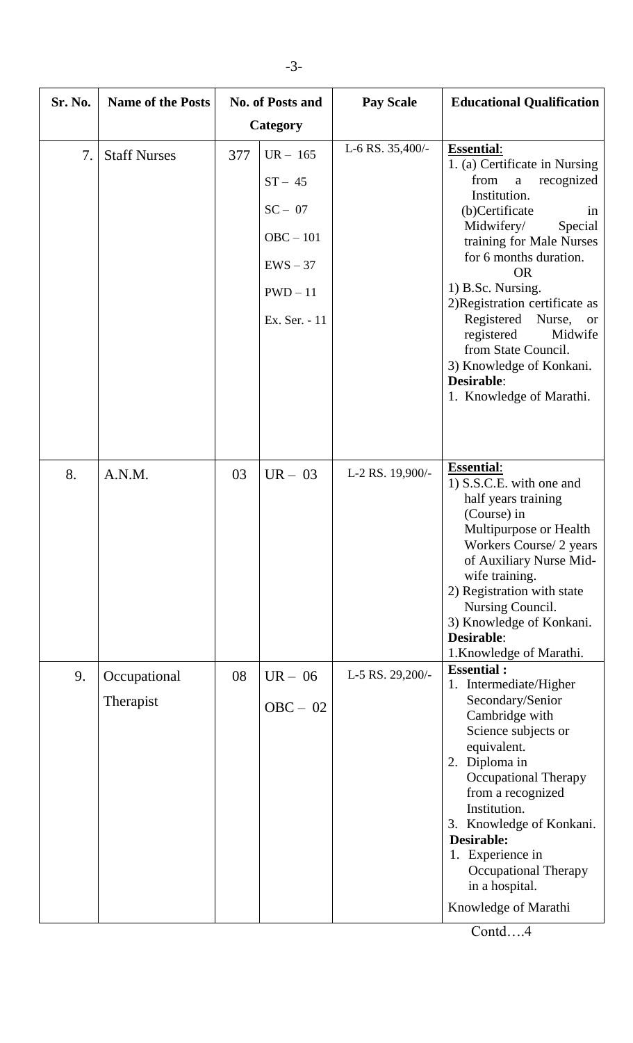| Sr. No. | Name of the Posts | No. of Posts and Category | | Pay Scale | Educational Qualification |
|---|---|---|---|---|---|
| 7. | Staff Nurses | 377 | UR – 165<br>ST – 45<br>SC – 07<br>OBC – 101<br>EWS – 37<br>PWD – 11<br>Ex. Ser. - 11 | L-6 RS. 35,400/- | **Essential**:<br>1. (a) Certificate in Nursing from a recognized Institution.<br>(b)Certificate in Midwifery/ Special training for Male Nurses for 6 months duration.<br>OR<br>1) B.Sc. Nursing.<br>2)Registration certificate as Registered Nurse, or registered Midwife from State Council.<br>3) Knowledge of Konkani.<br>**Desirable**:<br>1. Knowledge of Marathi. |
| 8. | A.N.M. | 03 | UR – 03 | L-2 RS. 19,900/- | **Essential**:<br>1) S.S.C.E. with one and half years training (Course) in Multipurpose or Health Workers Course/ 2 years of Auxiliary Nurse Mid-wife training.<br>2) Registration with state Nursing Council.<br>3) Knowledge of Konkani.<br>**Desirable**:<br>1.Knowledge of Marathi. |
| 9. | Occupational Therapist | 08 | UR – 06<br>OBC – 02 | L-5 RS. 29,200/- | **Essential :**<br>1. Intermediate/Higher Secondary/Senior Cambridge with Science subjects or equivalent.<br>2. Diploma in Occupational Therapy from a recognized Institution.<br>3. Knowledge of Konkani.<br>**Desirable:**<br>1. Experience in Occupational Therapy in a hospital.<br>Knowledge of Marathi |

Contd….4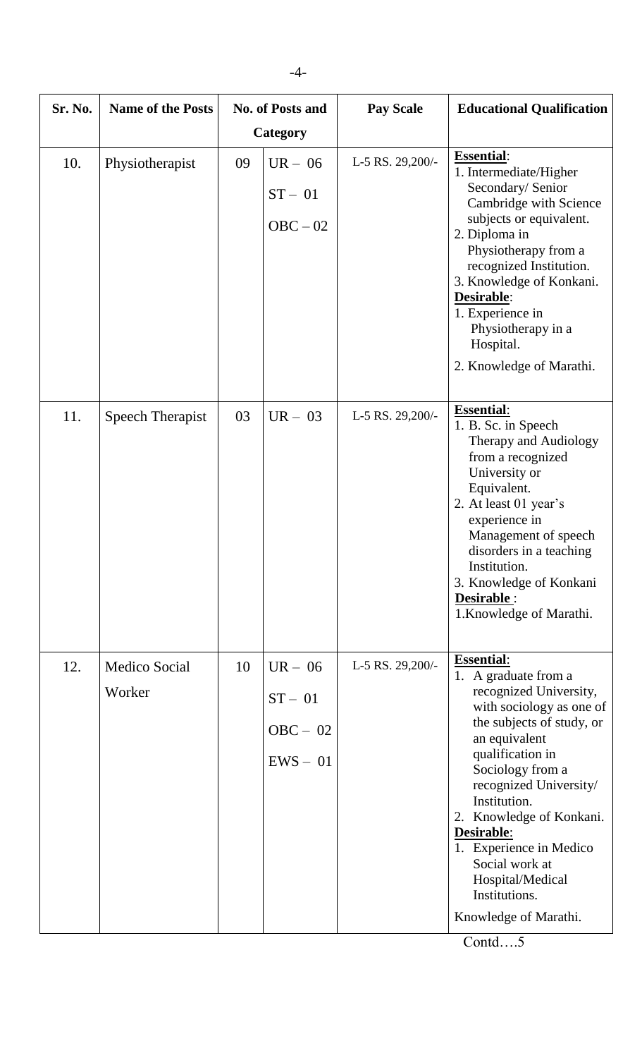| Sr. No. | Name of the Posts | No. of Posts and Category | | Pay Scale | Educational Qualification |
|---|---|---|---|---|---|
| 10. | Physiotherapist | 09 | UR – 06<br>ST – 01<br>OBC – 02 | L-5 RS. 29,200/- | **Essential**:<br>1. Intermediate/Higher Secondary/ Senior Cambridge with Science subjects or equivalent.<br>2. Diploma in Physiotherapy from a recognized Institution.<br>3. Knowledge of Konkani.<br>**Desirable**:<br>1. Experience in Physiotherapy in a Hospital.<br>2. Knowledge of Marathi. |
| 11. | Speech Therapist | 03 | UR – 03 | L-5 RS. 29,200/- | **Essential**:<br>1. B. Sc. in Speech Therapy and Audiology from a recognized University or Equivalent.<br>2. At least 01 year's experience in Management of speech disorders in a teaching Institution.<br>3. Knowledge of Konkani<br>**Desirable** :<br>1.Knowledge of Marathi. |
| 12. | Medico Social Worker | 10 | UR – 06<br>ST – 01<br>OBC – 02<br>EWS – 01 | L-5 RS. 29,200/- | **Essential**:<br>1. A graduate from a recognized University, with sociology as one of the subjects of study, or an equivalent qualification in Sociology from a recognized University/ Institution.<br>2. Knowledge of Konkani.<br>**Desirable**:<br>1. Experience in Medico Social work at Hospital/Medical Institutions.<br>Knowledge of Marathi. |

Contd….5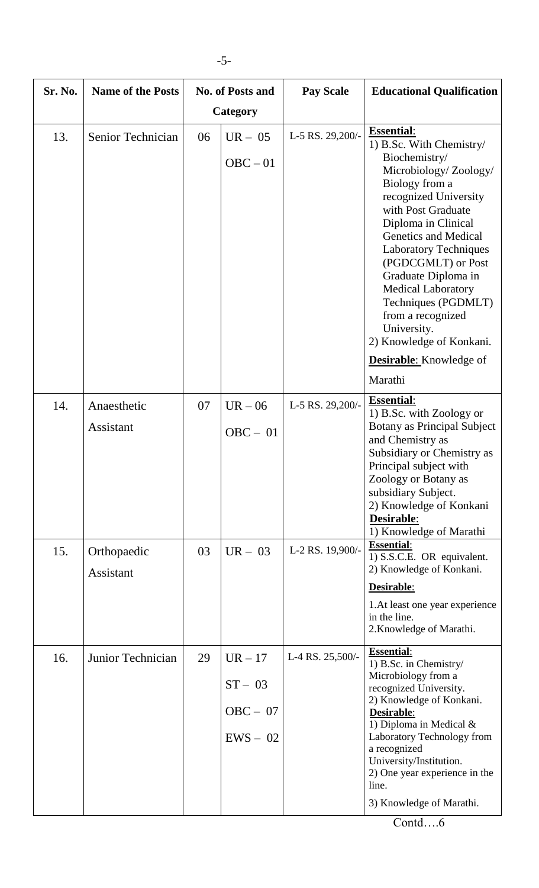| Sr. No. | Name of the Posts | No. of Posts and Category | | Pay Scale | Educational Qualification |
|---|---|---|---|---|---|
| 13. | Senior Technician | 06 | UR – 05<br>OBC – 01 | L-5 RS. 29,200/- | **Essential**:<br>1) B.Sc. With Chemistry/ Biochemistry/ Microbiology/ Zoology/ Biology from a recognized University with Post Graduate Diploma in Clinical Genetics and Medical Laboratory Techniques (PGDCGMLT) or Post Graduate Diploma in Medical Laboratory Techniques (PGDMLT) from a recognized University.<br>2) Knowledge of Konkani.<br>**Desirable**: Knowledge of Marathi |
| 14. | Anaesthetic Assistant | 07 | UR – 06<br>OBC – 01 | L-5 RS. 29,200/- | **Essential**:<br>1) B.Sc. with Zoology or Botany as Principal Subject and Chemistry as Subsidiary or Chemistry as Principal subject with Zoology or Botany as subsidiary Subject.<br>2) Knowledge of Konkani<br>**Desirable**:<br>1) Knowledge of Marathi |
| 15. | Orthopaedic Assistant | 03 | UR – 03 | L-2 RS. 19,900/- | **Essential**:<br>1) S.S.C.E. OR equivalent.<br>2) Knowledge of Konkani.<br>**Desirable**:<br>1.At least one year experience in the line.<br>2.Knowledge of Marathi. |
| 16. | Junior Technician | 29 | UR – 17<br>ST – 03<br>OBC – 07<br>EWS – 02 | L-4 RS. 25,500/- | **Essential**:<br>1) B.Sc. in Chemistry/ Microbiology from a recognized University.<br>2) Knowledge of Konkani.<br>**Desirable**:<br>1) Diploma in Medical & Laboratory Technology from a recognized University/Institution.<br>2) One year experience in the line.<br>3) Knowledge of Marathi. |

Contd….6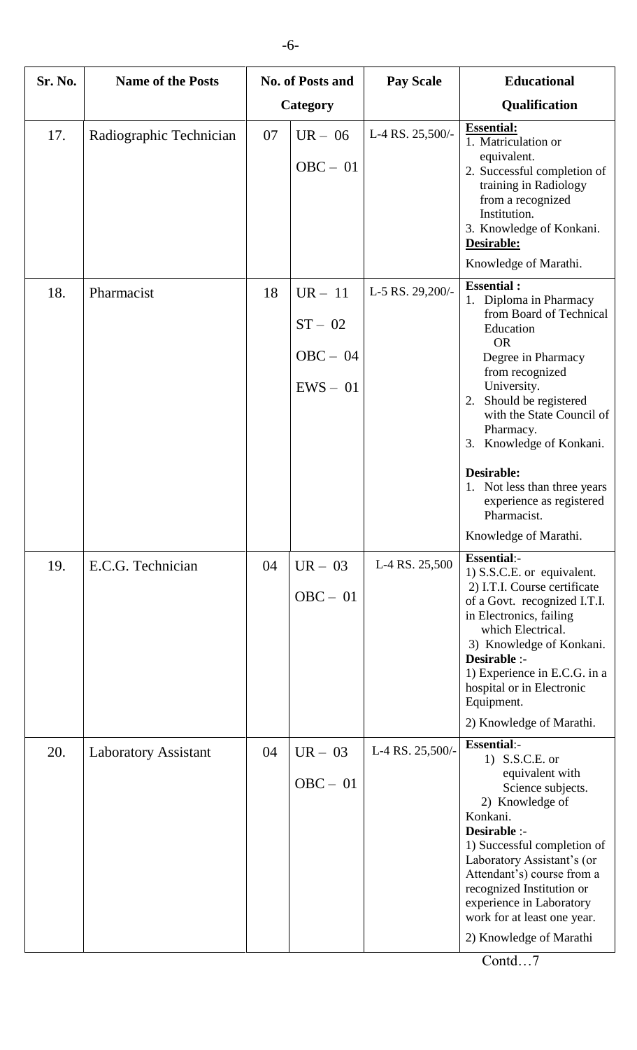| Sr. No. | Name of the Posts | No. of Posts and Category | | Pay Scale | Educational Qualification |
|---|---|---|---|---|---|
| 17. | Radiographic Technician | 07 | UR – 06<br>OBC – 01 | L-4 RS. 25,500/- | **Essential:**<br>1. Matriculation or equivalent.<br>2. Successful completion of training in Radiology from a recognized Institution.<br>3. Knowledge of Konkani.<br>**Desirable:**<br>Knowledge of Marathi. |
| 18. | Pharmacist | 18 | UR – 11<br>ST – 02<br>OBC – 04<br>EWS – 01 | L-5 RS. 29,200/- | **Essential :**<br>1. Diploma in Pharmacy from Board of Technical Education<br>OR<br>Degree in Pharmacy from recognized University.<br>2. Should be registered with the State Council of Pharmacy.<br>3. Knowledge of Konkani.<br>**Desirable:**<br>1. Not less than three years experience as registered Pharmacist.<br>Knowledge of Marathi. |
| 19. | E.C.G. Technician | 04 | UR – 03<br>OBC – 01 | L-4 RS. 25,500 | **Essential**:-<br>1) S.S.C.E. or equivalent.<br>2) I.T.I. Course certificate of a Govt. recognized I.T.I. in Electronics, failing which Electrical.<br>3) Knowledge of Konkani.<br>**Desirable** :-<br>1) Experience in E.C.G. in a hospital or in Electronic Equipment.<br>2) Knowledge of Marathi. |
| 20. | Laboratory Assistant | 04 | UR – 03<br>OBC – 01 | L-4 RS. 25,500/- | **Essential**:-<br>1) S.S.C.E. or equivalent with Science subjects.<br>2) Knowledge of Konkani.<br>**Desirable** :-<br>1) Successful completion of Laboratory Assistant's (or Attendant's) course from a recognized Institution or experience in Laboratory work for at least one year.<br>2) Knowledge of Marathi |

Contd…7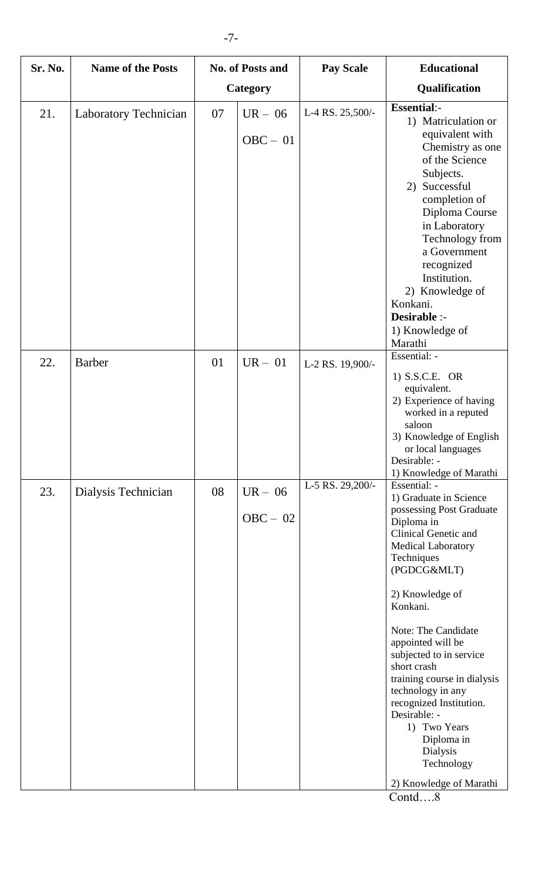| Sr. No. | Name of the Posts | No. of Posts and Category | | Pay Scale | Educational Qualification |
|---|---|---|---|---|---|
| 21. | Laboratory Technician | 07 | UR – 06<br>OBC – 01 | L-4 RS. 25,500/- | **Essential**:-<br>1) Matriculation or equivalent with Chemistry as one of the Science Subjects.<br>2) Successful completion of Diploma Course in Laboratory Technology from a Government recognized Institution.<br>2) Knowledge of Konkani.<br>**Desirable** :-<br>1) Knowledge of Marathi |
| 22. | Barber | 01 | UR – 01 | L-2 RS. 19,900/- | Essential: -<br>1) S.S.C.E. OR equivalent.<br>2) Experience of having worked in a reputed saloon<br>3) Knowledge of English or local languages<br>Desirable: -<br>1) Knowledge of Marathi |
| 23. | Dialysis Technician | 08 | UR – 06<br>OBC – 02 | L-5 RS. 29,200/- | Essential: -<br>1) Graduate in Science possessing Post Graduate Diploma in Clinical Genetic and Medical Laboratory Techniques (PGDCG&MLT)<br>2) Knowledge of Konkani.<br>Note: The Candidate appointed will be subjected to in service short crash training course in dialysis technology in any recognized Institution.<br>Desirable: -<br>1) Two Years Diploma in Dialysis Technology<br>2) Knowledge of Marathi |

Contd….8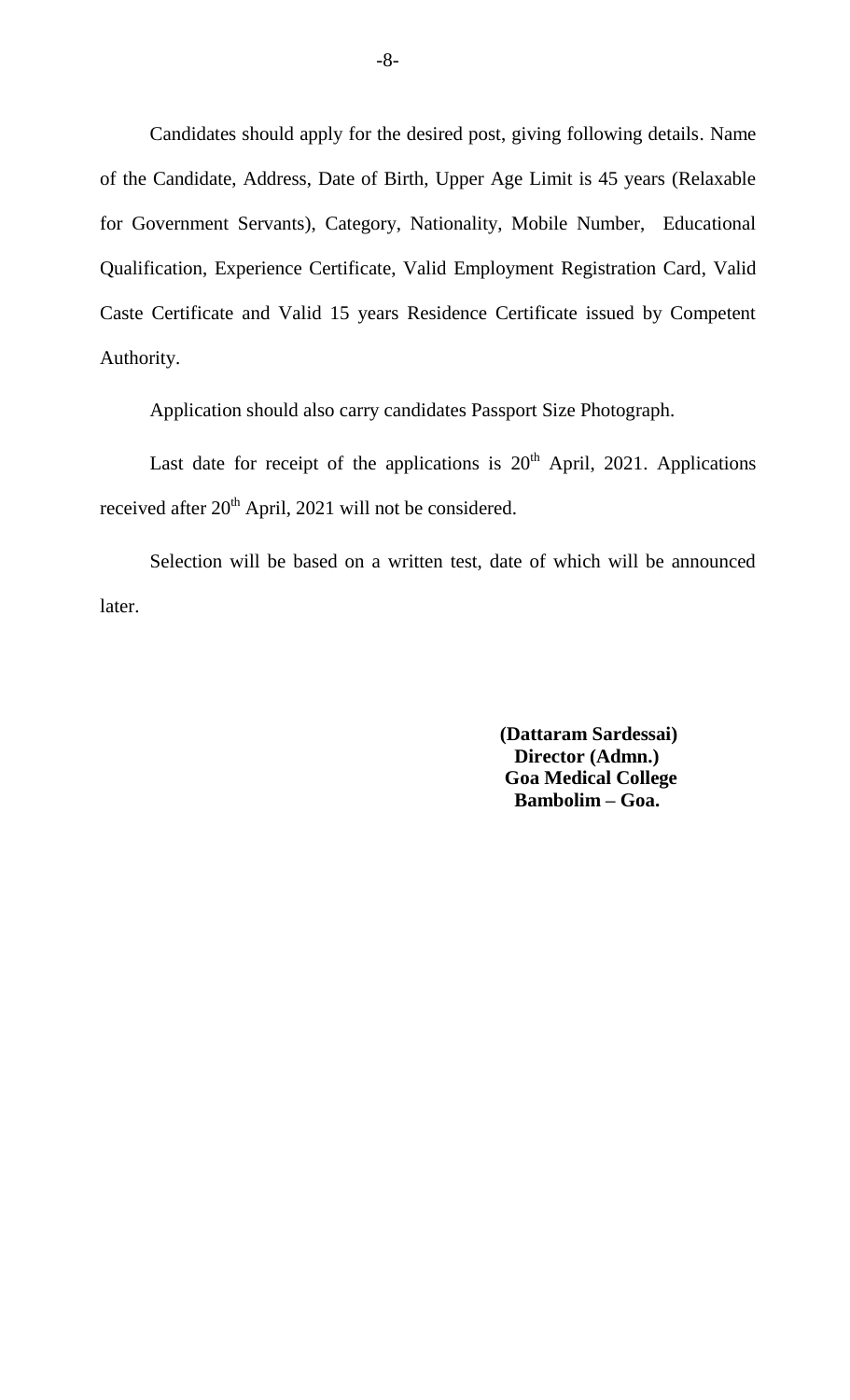Candidates should apply for the desired post, giving following details. Name of the Candidate, Address, Date of Birth, Upper Age Limit is 45 years (Relaxable for Government Servants), Category, Nationality, Mobile Number, Educational Qualification, Experience Certificate, Valid Employment Registration Card, Valid Caste Certificate and Valid 15 years Residence Certificate issued by Competent Authority.

Application should also carry candidates Passport Size Photograph.

Last date for receipt of the applications is 20th April, 2021. Applications received after 20th April, 2021 will not be considered.

Selection will be based on a written test, date of which will be announced later.

**(Dattaram Sardessai)**
**Director (Admn.)**
**Goa Medical College**
**Bambolim – Goa.**